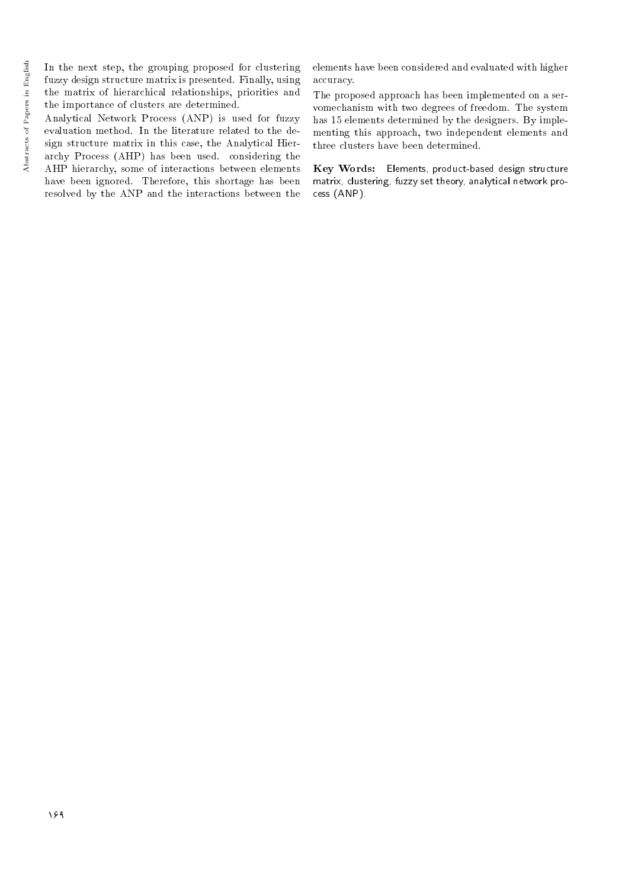In the next step, the grouping proposed for clustering fuzzy design structure matrix is presented. Finally, using the matrix of hierarchical relationships, priorities and the importance of clusters are determined.

Analytical Network Process (ANP) is used for fuzzy evaluation method. In the literature related to the design structure matrix in this case, the Analytical Hierarchy Process (AHP) has been used. considering the AHP hierarchy, some of interactions between elements have been ignored. Therefore, this shortage has been resolved by the ANP and the interactions between the elements have been considered and evaluated with higher accuracy.

The proposed approach has been implemented on a servomechanism with two degrees of freedom. The system has 15 elements determined by the designers. By implementing this approach, two independent elements and three clusters have been determined.

**Key Words:** Elements, product-based design structure matrix, clustering, fuzzy set theory, analytical network process (ANP).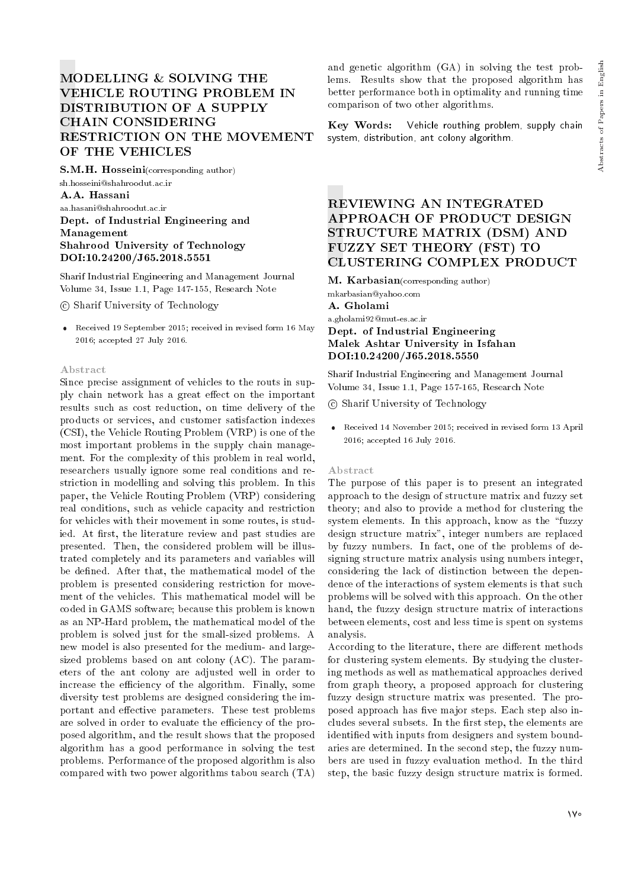# MODELLING & SOLVING THE VEHICLE ROUTING PROBLEM IN DISTRIBUTION OF A SUPPLY CHAIN CONSIDERING RESTRICTION ON THE MOVEMENT OF THE VEHICLES

**S.M.H. Hosseini**(corresponding author)
sh.hosseini@shahroodut.ac.ir
**A.A. Hassani**
aa.hasani@shahroodut.ac.ir
**Dept. of Industrial Engineering and Management**
**Shahrood University of Technology**
**DOI:10.24200/J65.2018.5551**

Sharif Industrial Engineering and Management Journal
Volume 34, Issue 1.1, Page 147-155, Research Note

© Sharif University of Technology

- Received 19 September 2015; received in revised form 16 May 2016; accepted 27 July 2016.

## Abstract

Since precise assignment of vehicles to the routs in supply chain network has a great effect on the important results such as cost reduction, on time delivery of the products or services, and customer satisfaction indexes (CSI), the Vehicle Routing Problem (VRP) is one of the most important problems in the supply chain management. For the complexity of this problem in real world, researchers usually ignore some real conditions and restriction in modelling and solving this problem. In this paper, the Vehicle Routing Problem (VRP) considering real conditions, such as vehicle capacity and restriction for vehicles with their movement in some routes, is studied. At first, the literature review and past studies are presented. Then, the considered problem will be illustrated completely and its parameters and variables will be defined. After that, the mathematical model of the problem is presented considering restriction for movement of the vehicles. This mathematical model will be coded in GAMS software; because this problem is known as an NP-Hard problem, the mathematical model of the problem is solved just for the small-sized problems. A new model is also presented for the medium- and large-sized problems based on ant colony (AC). The parameters of the ant colony are adjusted well in order to increase the efficiency of the algorithm. Finally, some diversity test problems are designed considering the important and effective parameters. These test problems are solved in order to evaluate the efficiency of the proposed algorithm, and the result shows that the proposed algorithm has a good performance in solving the test problems. Performance of the proposed algorithm is also compared with two power algorithms tabou search (TA) and genetic algorithm (GA) in solving the test problems. Results show that the proposed algorithm has better performance both in optimality and running time comparison of two other algorithms.

**Key Words:** Vehicle routhing problem, supply chain system, distribution, ant colony algorithm.

# REVIEWING AN INTEGRATED APPROACH OF PRODUCT DESIGN STRUCTURE MATRIX (DSM) AND FUZZY SET THEORY (FST) TO CLUSTERING COMPLEX PRODUCT

**M. Karbasian**(corresponding author)
mkarbasian@yahoo.com
**A. Gholami**
a.gholami92@mut-es.ac.ir
**Dept. of Industrial Engineering**
**Malek Ashtar University in Isfahan**
**DOI:10.24200/J65.2018.5550**

Sharif Industrial Engineering and Management Journal
Volume 34, Issue 1.1, Page 157-165, Research Note

© Sharif University of Technology

- Received 14 November 2015; received in revised form 13 April 2016; accepted 16 July 2016.

## Abstract

The purpose of this paper is to present an integrated approach to the design of structure matrix and fuzzy set theory; and also to provide a method for clustering the system elements. In this approach, know as the "fuzzy design structure matrix", integer numbers are replaced by fuzzy numbers. In fact, one of the problems of designing structure matrix analysis using numbers integer, considering the lack of distinction between the dependence of the interactions of system elements is that such problems will be solved with this approach. On the other hand, the fuzzy design structure matrix of interactions between elements, cost and less time is spent on systems analysis.

According to the literature, there are different methods for clustering system elements. By studying the clustering methods as well as mathematical approaches derived from graph theory, a proposed approach for clustering fuzzy design structure matrix was presented. The proposed approach has five major steps. Each step also includes several subsets. In the first step, the elements are identified with inputs from designers and system boundaries are determined. In the second step, the fuzzy numbers are used in fuzzy evaluation method. In the third step, the basic fuzzy design structure matrix is formed.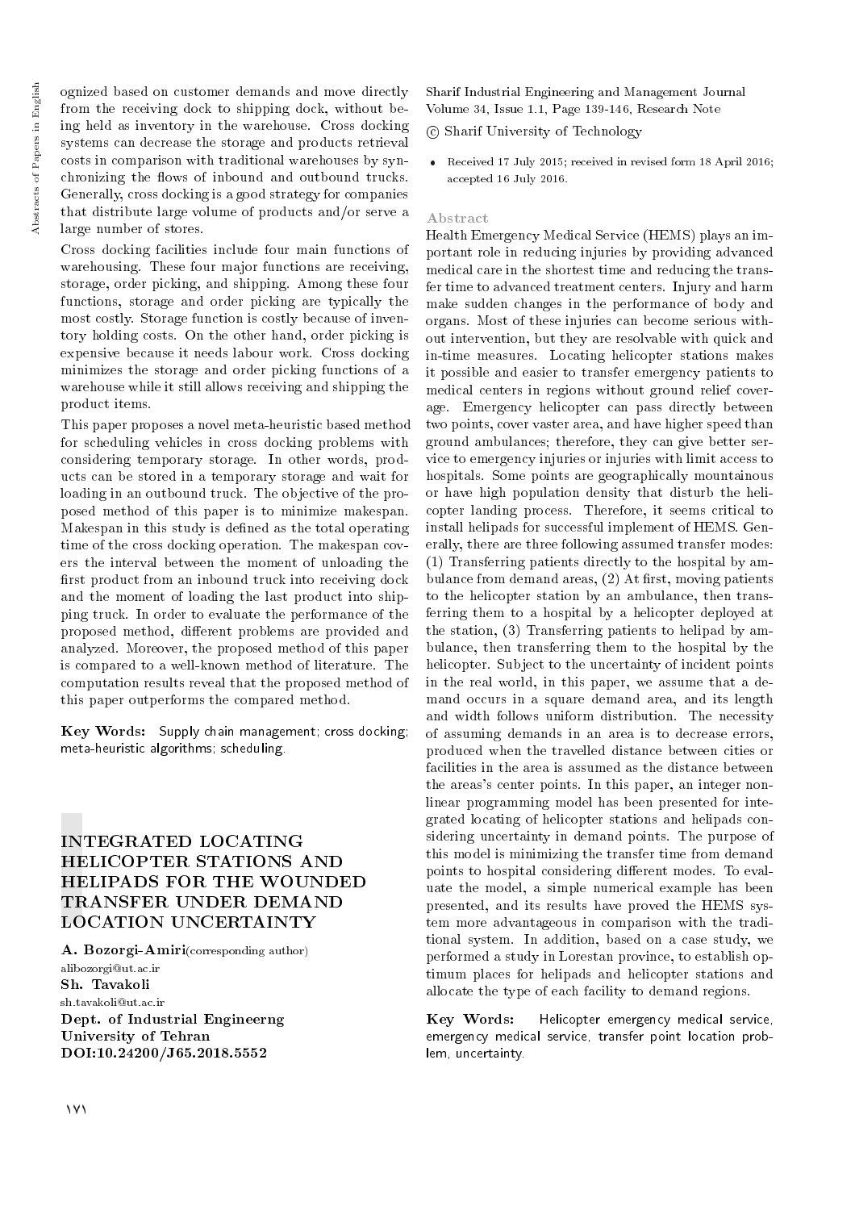ognized based on customer demands and move directly from the receiving dock to shipping dock, without being held as inventory in the warehouse. Cross docking systems can decrease the storage and products retrieval costs in comparison with traditional warehouses by synchronizing the flows of inbound and outbound trucks. Generally, cross docking is a good strategy for companies that distribute large volume of products and/or serve a large number of stores.

Cross docking facilities include four main functions of warehousing. These four major functions are receiving, storage, order picking, and shipping. Among these four functions, storage and order picking are typically the most costly. Storage function is costly because of inventory holding costs. On the other hand, order picking is expensive because it needs labour work. Cross docking minimizes the storage and order picking functions of a warehouse while it still allows receiving and shipping the product items.

This paper proposes a novel meta-heuristic based method for scheduling vehicles in cross docking problems with considering temporary storage. In other words, products can be stored in a temporary storage and wait for loading in an outbound truck. The objective of the proposed method of this paper is to minimize makespan. Makespan in this study is defined as the total operating time of the cross docking operation. The makespan covers the interval between the moment of unloading the first product from an inbound truck into receiving dock and the moment of loading the last product into shipping truck. In order to evaluate the performance of the proposed method, different problems are provided and analyzed. Moreover, the proposed method of this paper is compared to a well-known method of literature. The computation results reveal that the proposed method of this paper outperforms the compared method.

**Key Words:** Supply chain management; cross docking; meta-heuristic algorithms; scheduling.

# INTEGRATED LOCATING HELICOPTER STATIONS AND HELIPADS FOR THE WOUNDED TRANSFER UNDER DEMAND LOCATION UNCERTAINTY

**A. Bozorgi-Amiri**(corresponding author)
alibozorgi@ut.ac.ir
**Sh. Tavakoli**
sh.tavakoli@ut.ac.ir
**Dept. of Industrial Engineerng**
**University of Tehran**
**DOI:10.24200/J65.2018.5552**

Sharif Industrial Engineering and Management Journal
Volume 34, Issue 1.1, Page 139-146, Research Note
© Sharif University of Technology

- Received 17 July 2015; received in revised form 18 April 2016; accepted 16 July 2016.

### Abstract

Health Emergency Medical Service (HEMS) plays an important role in reducing injuries by providing advanced medical care in the shortest time and reducing the transfer time to advanced treatment centers. Injury and harm make sudden changes in the performance of body and organs. Most of these injuries can become serious without intervention, but they are resolvable with quick and in-time measures. Locating helicopter stations makes it possible and easier to transfer emergency patients to medical centers in regions without ground relief coverage. Emergency helicopter can pass directly between two points, cover vaster area, and have higher speed than ground ambulances; therefore, they can give better service to emergency injuries or injuries with limit access to hospitals. Some points are geographically mountainous or have high population density that disturb the helicopter landing process. Therefore, it seems critical to install helipads for successful implement of HEMS. Generally, there are three following assumed transfer modes: (1) Transferring patients directly to the hospital by ambulance from demand areas, (2) At first, moving patients to the helicopter station by an ambulance, then transferring them to a hospital by a helicopter deployed at the station, (3) Transferring patients to helipad by ambulance, then transferring them to the hospital by the helicopter. Subject to the uncertainty of incident points in the real world, in this paper, we assume that a demand occurs in a square demand area, and its length and width follows uniform distribution. The necessity of assuming demands in an area is to decrease errors, produced when the travelled distance between cities or facilities in the area is assumed as the distance between the areas's center points. In this paper, an integer nonlinear programming model has been presented for integrated locating of helicopter stations and helipads considering uncertainty in demand points. The purpose of this model is minimizing the transfer time from demand points to hospital considering different modes. To evaluate the model, a simple numerical example has been presented, and its results have proved the HEMS system more advantageous in comparison with the traditional system. In addition, based on a case study, we performed a study in Lorestan province, to establish optimum places for helipads and helicopter stations and allocate the type of each facility to demand regions.

**Key Words:** Helicopter emergency medical service, emergency medical service, transfer point location problem, uncertainty.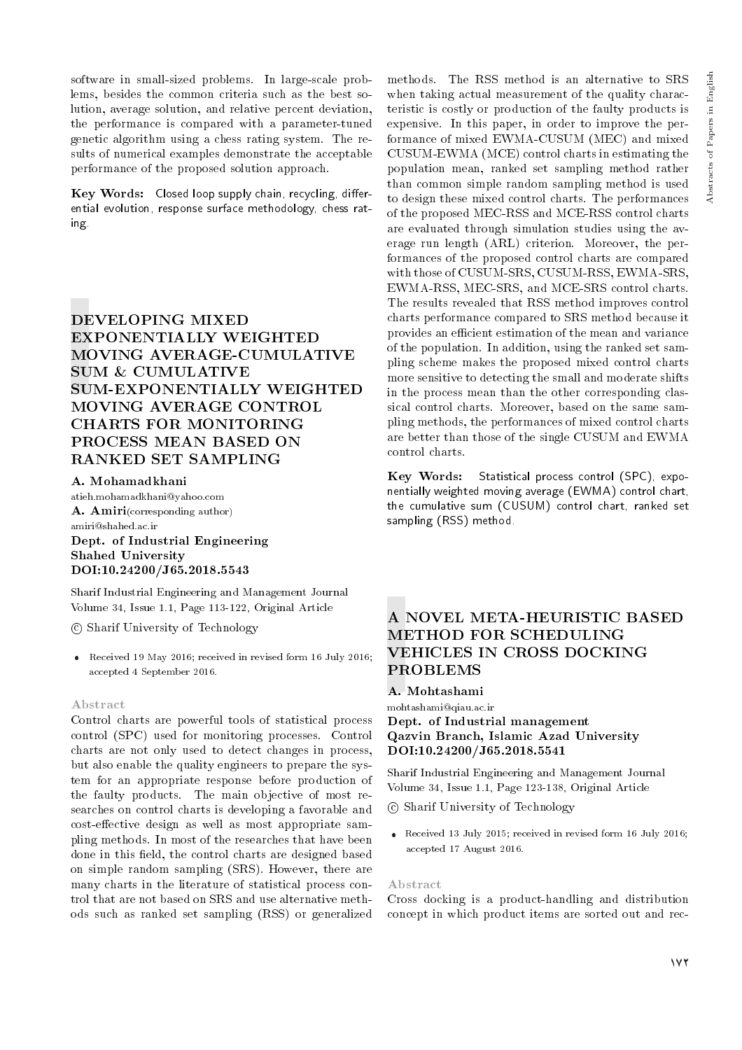software in small-sized problems. In large-scale problems, besides the common criteria such as the best solution, average solution, and relative percent deviation, the performance is compared with a parameter-tuned genetic algorithm using a chess rating system. The results of numerical examples demonstrate the acceptable performance of the proposed solution approach.

**Key Words:** Closed loop supply chain, recycling, differential evolution, response surface methodology, chess rating.

## DEVELOPING MIXED EXPONENTIALLY WEIGHTED MOVING AVERAGE-CUMULATIVE SUM & CUMULATIVE SUM-EXPONENTIALLY WEIGHTED MOVING AVERAGE CONTROL CHARTS FOR MONITORING PROCESS MEAN BASED ON RANKED SET SAMPLING

**A. Mohamadkhani**
atieh.mohamadkhani@yahoo.com
**A. Amiri**(corresponding author)
amiri@shahed.ac.ir
**Dept. of Industrial Engineering**
**Shahed University**
**DOI:10.24200/J65.2018.5543**

Sharif Industrial Engineering and Management Journal
Volume 34, Issue 1.1, Page 113-122, Original Article

© Sharif University of Technology

- Received 19 May 2016; received in revised form 16 July 2016; accepted 4 September 2016.

### Abstract

Control charts are powerful tools of statistical process control (SPC) used for monitoring processes. Control charts are not only used to detect changes in process, but also enable the quality engineers to prepare the system for an appropriate response before production of the faulty products. The main objective of most researches on control charts is developing a favorable and cost-effective design as well as most appropriate sampling methods. In most of the researches that have been done in this field, the control charts are designed based on simple random sampling (SRS). However, there are many charts in the literature of statistical process control that are not based on SRS and use alternative methods such as ranked set sampling (RSS) or generalized methods. The RSS method is an alternative to SRS when taking actual measurement of the quality characteristic is costly or production of the faulty products is expensive. In this paper, in order to improve the performance of mixed EWMA-CUSUM (MEC) and mixed CUSUM-EWMA (MCE) control charts in estimating the population mean, ranked set sampling method rather than common simple random sampling method is used to design these mixed control charts. The performances of the proposed MEC-RSS and MCE-RSS control charts are evaluated through simulation studies using the average run length (ARL) criterion. Moreover, the performances of the proposed control charts are compared with those of CUSUM-SRS, CUSUM-RSS, EWMA-SRS, EWMA-RSS, MEC-SRS, and MCE-SRS control charts. The results revealed that RSS method improves control charts performance compared to SRS method because it provides an efficient estimation of the mean and variance of the population. In addition, using the ranked set sampling scheme makes the proposed mixed control charts more sensitive to detecting the small and moderate shifts in the process mean than the other corresponding classical control charts. Moreover, based on the same sampling methods, the performances of mixed control charts are better than those of the single CUSUM and EWMA control charts.

**Key Words:** Statistical process control (SPC), exponentially weighted moving average (EWMA) control chart, the cumulative sum (CUSUM) control chart, ranked set sampling (RSS) method.

## A NOVEL META-HEURISTIC BASED METHOD FOR SCHEDULING VEHICLES IN CROSS DOCKING PROBLEMS

**A. Mohtashami**
mohtashami@qiau.ac.ir
**Dept. of Industrial management**
**Qazvin Branch, Islamic Azad University**
**DOI:10.24200/J65.2018.5541**

Sharif Industrial Engineering and Management Journal
Volume 34, Issue 1.1, Page 123-138, Original Article

© Sharif University of Technology

- Received 13 July 2015; received in revised form 16 July 2016; accepted 17 August 2016.

### Abstract

Cross docking is a product-handling and distribution concept in which product items are sorted out and rec-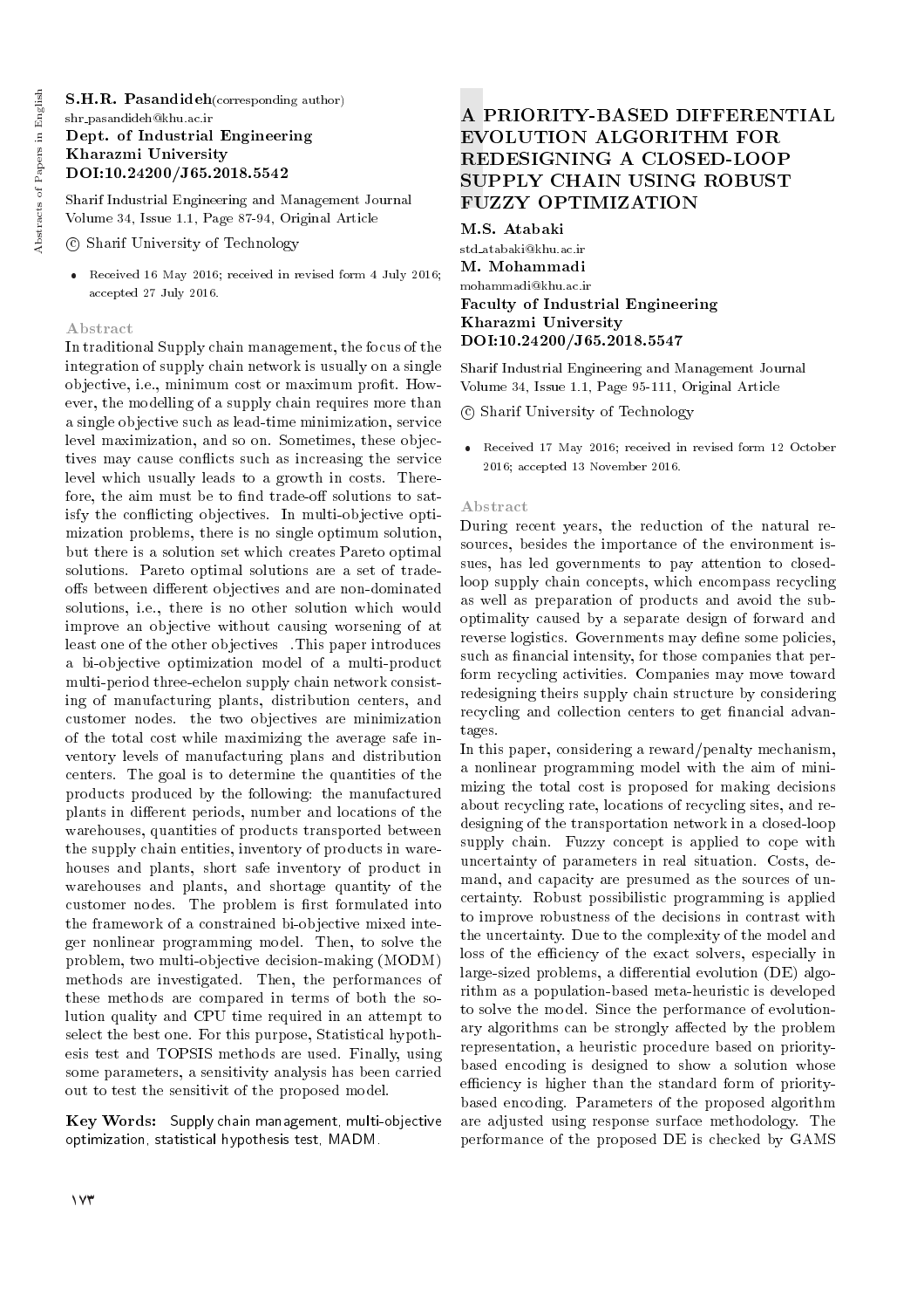**S.H.R. Pasandideh**(corresponding author)
shr_pasandideh@khu.ac.ir
**Dept. of Industrial Engineering**
**Kharazmi University**
**DOI:10.24200/J65.2018.5542**

Sharif Industrial Engineering and Management Journal
Volume 34, Issue 1.1, Page 87-94, Original Article

© Sharif University of Technology

- Received 16 May 2016; received in revised form 4 July 2016; accepted 27 July 2016.

### Abstract

In traditional Supply chain management, the focus of the integration of supply chain network is usually on a single objective, i.e., minimum cost or maximum profit. However, the modelling of a supply chain requires more than a single objective such as lead-time minimization, service level maximization, and so on. Sometimes, these objectives may cause conflicts such as increasing the service level which usually leads to a growth in costs. Therefore, the aim must be to find trade-off solutions to satisfy the conflicting objectives. In multi-objective optimization problems, there is no single optimum solution, but there is a solution set which creates Pareto optimal solutions. Pareto optimal solutions are a set of trade-offs between different objectives and are non-dominated solutions, i.e., there is no other solution which would improve an objective without causing worsening of at least one of the other objectives .This paper introduces a bi-objective optimization model of a multi-product multi-period three-echelon supply chain network consisting of manufacturing plants, distribution centers, and customer nodes. the two objectives are minimization of the total cost while maximizing the average safe inventory levels of manufacturing plans and distribution centers. The goal is to determine the quantities of the products produced by the following: the manufactured plants in different periods, number and locations of the warehouses, quantities of products transported between the supply chain entities, inventory of products in warehouses and plants, short safe inventory of product in warehouses and plants, and shortage quantity of the customer nodes. The problem is first formulated into the framework of a constrained bi-objective mixed integer nonlinear programming model. Then, to solve the problem, two multi-objective decision-making (MODM) methods are investigated. Then, the performances of these methods are compared in terms of both the solution quality and CPU time required in an attempt to select the best one. For this purpose, Statistical hypothesis test and TOPSIS methods are used. Finally, using some parameters, a sensitivity analysis has been carried out to test the sensitivit of the proposed model.

**Key Words:** Supply chain management, multi-objective optimization, statistical hypothesis test, MADM.

## A PRIORITY-BASED DIFFERENTIAL EVOLUTION ALGORITHM FOR REDESIGNING A CLOSED-LOOP SUPPLY CHAIN USING ROBUST FUZZY OPTIMIZATION

**M.S. Atabaki**
std_atabaki@khu.ac.ir
**M. Mohammadi**
mohammadi@khu.ac.ir
**Faculty of Industrial Engineering**
**Kharazmi University**
**DOI:10.24200/J65.2018.5547**

Sharif Industrial Engineering and Management Journal
Volume 34, Issue 1.1, Page 95-111, Original Article

© Sharif University of Technology

- Received 17 May 2016; received in revised form 12 October 2016; accepted 13 November 2016.

### Abstract

During recent years, the reduction of the natural resources, besides the importance of the environment issues, has led governments to pay attention to closed-loop supply chain concepts, which encompass recycling as well as preparation of products and avoid the sub-optimality caused by a separate design of forward and reverse logistics. Governments may define some policies, such as financial intensity, for those companies that perform recycling activities. Companies may move toward redesigning theirs supply chain structure by considering recycling and collection centers to get financial advantages.

In this paper, considering a reward/penalty mechanism, a nonlinear programming model with the aim of minimizing the total cost is proposed for making decisions about recycling rate, locations of recycling sites, and redesigning of the transportation network in a closed-loop supply chain. Fuzzy concept is applied to cope with uncertainty of parameters in real situation. Costs, demand, and capacity are presumed as the sources of uncertainty. Robust possibilistic programming is applied to improve robustness of the decisions in contrast with the uncertainty. Due to the complexity of the model and loss of the efficiency of the exact solvers, especially in large-sized problems, a differential evolution (DE) algorithm as a population-based meta-heuristic is developed to solve the model. Since the performance of evolutionary algorithms can be strongly affected by the problem representation, a heuristic procedure based on priority-based encoding is designed to show a solution whose efficiency is higher than the standard form of priority-based encoding. Parameters of the proposed algorithm are adjusted using response surface methodology. The performance of the proposed DE is checked by GAMS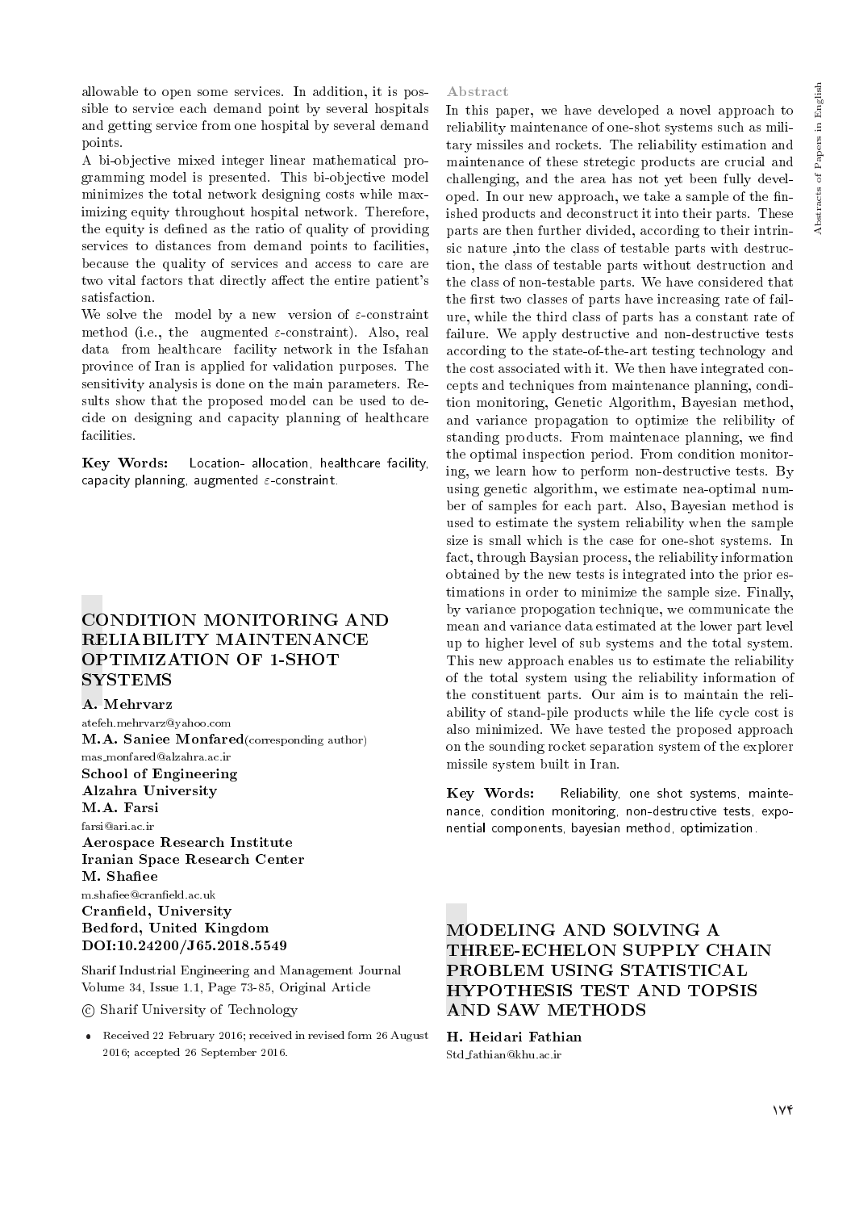allowable to open some services. In addition, it is possible to service each demand point by several hospitals and getting service from one hospital by several demand points.

A bi-objective mixed integer linear mathematical programming model is presented. This bi-objective model minimizes the total network designing costs while maximizing equity throughout hospital network. Therefore, the equity is defined as the ratio of quality of providing services to distances from demand points to facilities, because the quality of services and access to care are two vital factors that directly affect the entire patient's satisfaction.

We solve the model by a new version of $\varepsilon$-constraint method (i.e., the augmented $\varepsilon$-constraint). Also, real data from healthcare facility network in the Isfahan province of Iran is applied for validation purposes. The sensitivity analysis is done on the main parameters. Results show that the proposed model can be used to decide on designing and capacity planning of healthcare facilities.

**Key Words:** Location- allocation, healthcare facility, capacity planning, augmented $\varepsilon$-constraint.

## CONDITION MONITORING AND RELIABILITY MAINTENANCE OPTIMIZATION OF 1-SHOT SYSTEMS

**A. Mehrvarz**
atefeh.mehrvarz@yahoo.com
**M.A. Saniee Monfared**(corresponding author)
mas_monfared@alzahra.ac.ir
**School of Engineering**
**Alzahra University**
**M.A. Farsi**
farsi@ari.ac.ir
**Aerospace Research Institute**
**Iranian Space Research Center**
**M. Shafiee**
m.shafiee@cranfield.ac.uk
**Cranfield, University**
**Bedford, United Kingdom**
**DOI:10.24200/J65.2018.5549**

Sharif Industrial Engineering and Management Journal
Volume 34, Issue 1.1, Page 73-85, Original Article

© Sharif University of Technology

- Received 22 February 2016; received in revised form 26 August 2016; accepted 26 September 2016.

### Abstract

In this paper, we have developed a novel approach to reliability maintenance of one-shot systems such as military missiles and rockets. The reliability estimation and maintenance of these stretegic products are crucial and challenging, and the area has not yet been fully developed. In our new approach, we take a sample of the finished products and deconstruct it into their parts. These parts are then further divided, according to their intrinsic nature ,into the class of testable parts with destruction, the class of testable parts without destruction and the class of non-testable parts. We have considered that the first two classes of parts have increasing rate of failure, while the third class of parts has a constant rate of failure. We apply destructive and non-destructive tests according to the state-of-the-art testing technology and the cost associated with it. We then have integrated concepts and techniques from maintenance planning, condition monitoring, Genetic Algorithm, Bayesian method, and variance propagation to optimize the relibility of standing products. From maintenace planning, we find the optimal inspection period. From condition monitoring, we learn how to perform non-destructive tests. By using genetic algorithm, we estimate nea-optimal number of samples for each part. Also, Bayesian method is used to estimate the system reliability when the sample size is small which is the case for one-shot systems. In fact, through Baysian process, the reliability information obtained by the new tests is integrated into the prior estimations in order to minimize the sample size. Finally, by variance propogation technique, we communicate the mean and variance data estimated at the lower part level up to higher level of sub systems and the total system. This new approach enables us to estimate the reliability of the total system using the reliability information of the constituent parts. Our aim is to maintain the reliability of stand-pile products while the life cycle cost is also minimized. We have tested the proposed approach on the sounding rocket separation system of the explorer missile system built in Iran.

**Key Words:** Reliability, one shot systems, maintenance, condition monitoring, non-destructive tests, exponential components, bayesian method, optimization.

## MODELING AND SOLVING A THREE-ECHELON SUPPLY CHAIN PROBLEM USING STATISTICAL HYPOTHESIS TEST AND TOPSIS AND SAW METHODS

**H. Heidari Fathian**
Std_fathian@khu.ac.ir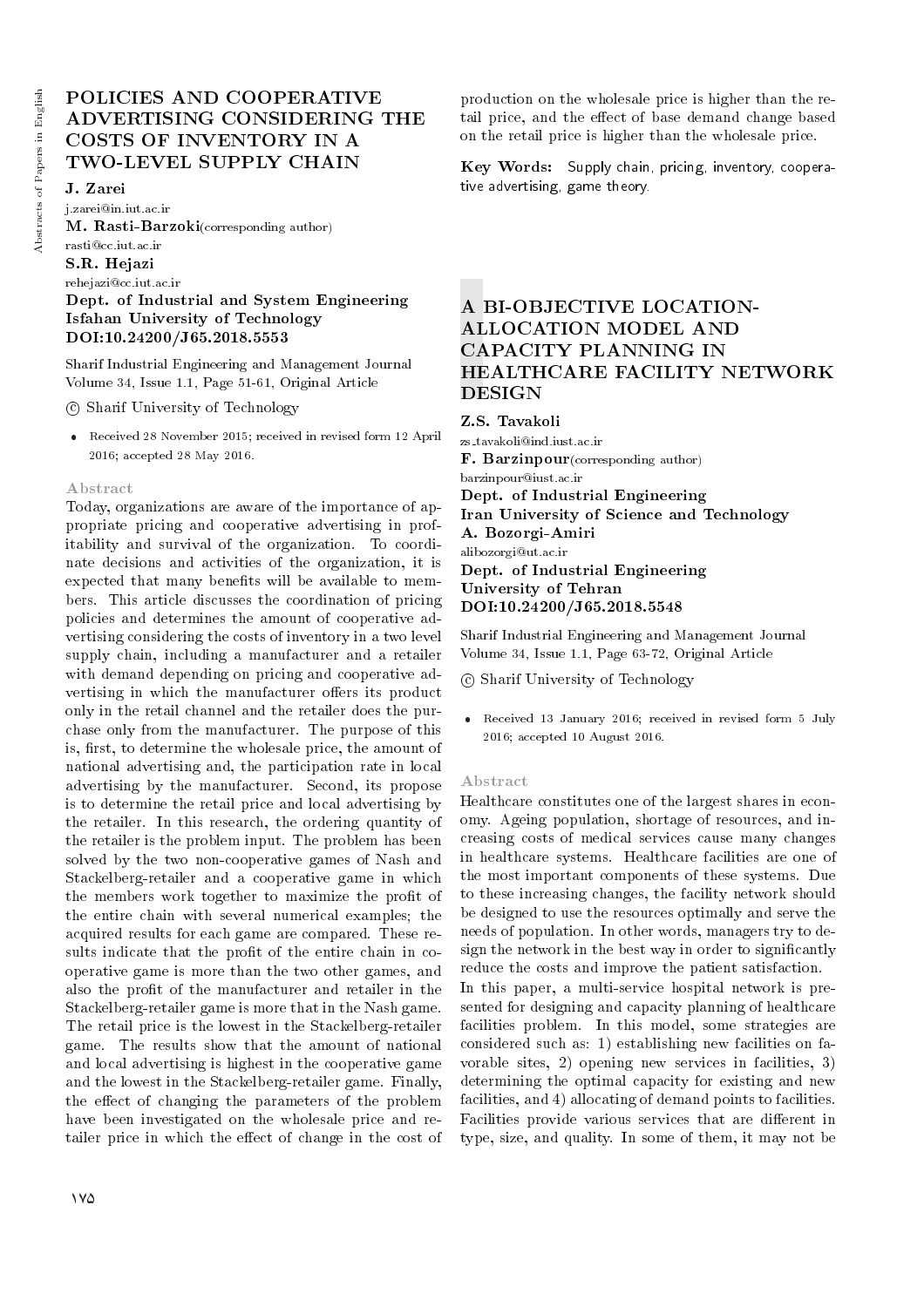# POLICIES AND COOPERATIVE ADVERTISING CONSIDERING THE COSTS OF INVENTORY IN A TWO-LEVEL SUPPLY CHAIN

**J. Zarei**
j.zarei@in.iut.ac.ir
**M. Rasti-Barzoki**(corresponding author)
rasti@cc.iut.ac.ir
**S.R. Hejazi**
rehejazi@cc.iut.ac.ir
**Dept. of Industrial and System Engineering**
**Isfahan University of Technology**
**DOI:10.24200/J65.2018.5553**

Sharif Industrial Engineering and Management Journal
Volume 34, Issue 1.1, Page 51-61, Original Article

© Sharif University of Technology

- Received 28 November 2015; received in revised form 12 April 2016; accepted 28 May 2016.

### Abstract

Today, organizations are aware of the importance of appropriate pricing and cooperative advertising in profitability and survival of the organization. To coordinate decisions and activities of the organization, it is expected that many benefits will be available to members. This article discusses the coordination of pricing policies and determines the amount of cooperative advertising considering the costs of inventory in a two level supply chain, including a manufacturer and a retailer with demand depending on pricing and cooperative advertising in which the manufacturer offers its product only in the retail channel and the retailer does the purchase only from the manufacturer. The purpose of this is, first, to determine the wholesale price, the amount of national advertising and, the participation rate in local advertising by the manufacturer. Second, its propose is to determine the retail price and local advertising by the retailer. In this research, the ordering quantity of the retailer is the problem input. The problem has been solved by the two non-cooperative games of Nash and Stackelberg-retailer and a cooperative game in which the members work together to maximize the profit of the entire chain with several numerical examples; the acquired results for each game are compared. These results indicate that the profit of the entire chain in cooperative game is more than the two other games, and also the profit of the manufacturer and retailer in the Stackelberg-retailer game is more that in the Nash game. The retail price is the lowest in the Stackelberg-retailer game. The results show that the amount of national and local advertising is highest in the cooperative game and the lowest in the Stackelberg-retailer game. Finally, the effect of changing the parameters of the problem have been investigated on the wholesale price and retailer price in which the effect of change in the cost of production on the wholesale price is higher than the retail price, and the effect of base demand change based on the retail price is higher than the wholesale price.

**Key Words:** Supply chain, pricing, inventory, cooperative advertising, game theory.

# A BI-OBJECTIVE LOCATION-ALLOCATION MODEL AND CAPACITY PLANNING IN HEALTHCARE FACILITY NETWORK DESIGN

**Z.S. Tavakoli**
zs_tavakoli@ind.iust.ac.ir
**F. Barzinpour**(corresponding author)
barzinpour@iust.ac.ir
**Dept. of Industrial Engineering**
**Iran University of Science and Technology**
**A. Bozorgi-Amiri**
alibozorgi@ut.ac.ir
**Dept. of Industrial Engineering**
**University of Tehran**
**DOI:10.24200/J65.2018.5548**

Sharif Industrial Engineering and Management Journal
Volume 34, Issue 1.1, Page 63-72, Original Article

© Sharif University of Technology

- Received 13 January 2016; received in revised form 5 July 2016; accepted 10 August 2016.

### Abstract

Healthcare constitutes one of the largest shares in economy. Ageing population, shortage of resources, and increasing costs of medical services cause many changes in healthcare systems. Healthcare facilities are one of the most important components of these systems. Due to these increasing changes, the facility network should be designed to use the resources optimally and serve the needs of population. In other words, managers try to design the network in the best way in order to significantly reduce the costs and improve the patient satisfaction.

In this paper, a multi-service hospital network is presented for designing and capacity planning of healthcare facilities problem. In this model, some strategies are considered such as: 1) establishing new facilities on favorable sites, 2) opening new services in facilities, 3) determining the optimal capacity for existing and new facilities, and 4) allocating of demand points to facilities. Facilities provide various services that are different in type, size, and quality. In some of them, it may not be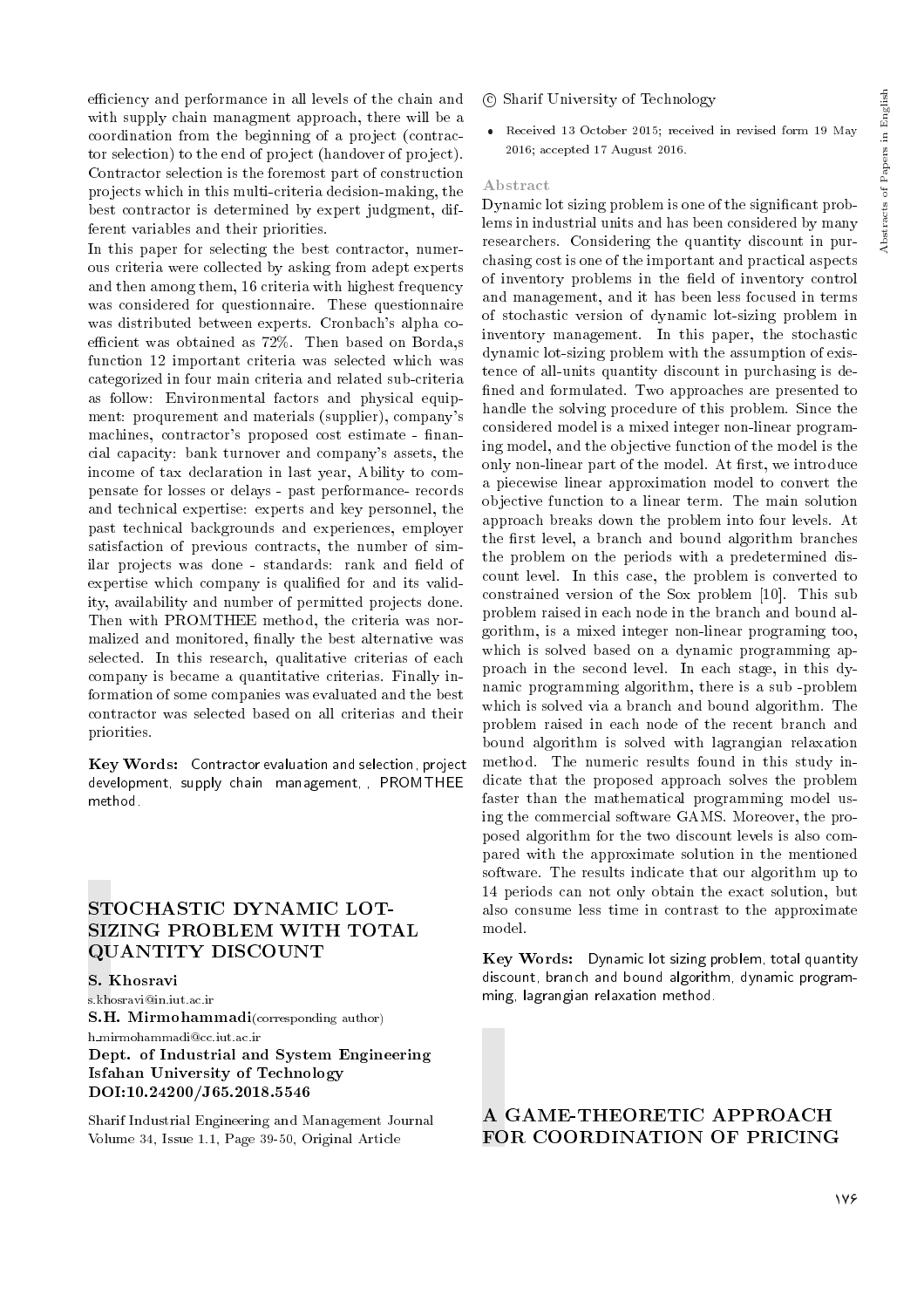efficiency and performance in all levels of the chain and with supply chain managment approach, there will be a coordination from the beginning of a project (contractor selection) to the end of project (handover of project). Contractor selection is the foremost part of construction projects which in this multi-criteria decision-making, the best contractor is determined by expert judgment, different variables and their priorities.

In this paper for selecting the best contractor, numerous criteria were collected by asking from adept experts and then among them, 16 criteria with highest frequency was considered for questionnaire. These questionnaire was distributed between experts. Cronbach's alpha coefficient was obtained as 72%. Then based on Borda,s function 12 important criteria was selected which was categorized in four main criteria and related sub-criteria as follow: Environmental factors and physical equipment: proqurement and materials (supplier), company's machines, contractor's proposed cost estimate - financial capacity: bank turnover and company's assets, the income of tax declaration in last year, Ability to compensate for losses or delays - past performance- records and technical expertise: experts and key personnel, the past technical backgrounds and experiences, employer satisfaction of previous contracts, the number of similar projects was done - standards: rank and field of expertise which company is qualified for and its validity, availability and number of permitted projects done. Then with PROMTHEE method, the criteria was normalized and monitored, finally the best alternative was selected. In this research, qualitative criterias of each company is became a quantitative criterias. Finally information of some companies was evaluated and the best contractor was selected based on all criterias and their priorities.

**Key Words:** Contractor evaluation and selection, project development, supply chain management, , PROMTHEE method.

## STOCHASTIC DYNAMIC LOT-SIZING PROBLEM WITH TOTAL QUANTITY DISCOUNT

**S. Khosravi**
s.khosravi@in.iut.ac.ir
**S.H. Mirmohammadi**(corresponding author)
h_mirmohammadi@cc.iut.ac.ir
**Dept. of Industrial and System Engineering**
**Isfahan University of Technology**
**DOI:10.24200/J65.2018.5546**

Sharif Industrial Engineering and Management Journal
Volume 34, Issue 1.1, Page 39-50, Original Article

© Sharif University of Technology

- Received 13 October 2015; received in revised form 19 May 2016; accepted 17 August 2016.

### Abstract

Dynamic lot sizing problem is one of the significant problems in industrial units and has been considered by many researchers. Considering the quantity discount in purchasing cost is one of the important and practical aspects of inventory problems in the field of inventory control and management, and it has been less focused in terms of stochastic version of dynamic lot-sizing problem in inventory management. In this paper, the stochastic dynamic lot-sizing problem with the assumption of existence of all-units quantity discount in purchasing is defined and formulated. Two approaches are presented to handle the solving procedure of this problem. Since the considered model is a mixed integer non-linear programing model, and the objective function of the model is the only non-linear part of the model. At first, we introduce a piecewise linear approximation model to convert the objective function to a linear term. The main solution approach breaks down the problem into four levels. At the first level, a branch and bound algorithm branches the problem on the periods with a predetermined discount level. In this case, the problem is converted to constrained version of the Sox problem [10]. This sub problem raised in each node in the branch and bound algorithm, is a mixed integer non-linear programing too, which is solved based on a dynamic programming approach in the second level. In each stage, in this dynamic programming algorithm, there is a sub -problem which is solved via a branch and bound algorithm. The problem raised in each node of the recent branch and bound algorithm is solved with lagrangian relaxation method. The numeric results found in this study indicate that the proposed approach solves the problem faster than the mathematical programming model using the commercial software GAMS. Moreover, the proposed algorithm for the two discount levels is also compared with the approximate solution in the mentioned software. The results indicate that our algorithm up to 14 periods can not only obtain the exact solution, but also consume less time in contrast to the approximate model.

**Key Words:** Dynamic lot sizing problem, total quantity discount, branch and bound algorithm, dynamic programming, lagrangian relaxation method.

## A GAME-THEORETIC APPROACH FOR COORDINATION OF PRICING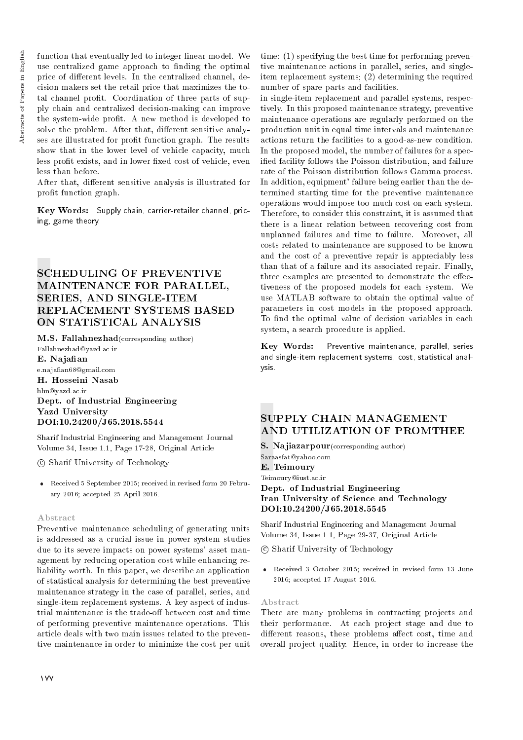function that eventually led to integer linear model. We use centralized game approach to finding the optimal price of different levels. In the centralized channel, decision makers set the retail price that maximizes the total channel profit. Coordination of three parts of supply chain and centralized decision-making can improve the system-wide profit. A new method is developed to solve the problem. After that, different sensitive analyses are illustrated for profit function graph. The results show that in the lower level of vehicle capacity, much less profit exists, and in lower fixed cost of vehicle, even less than before.

After that, different sensitive analysis is illustrated for profit function graph.

**Key Words:** Supply chain, carrier-retailer channel, pricing, game theory.

## SCHEDULING OF PREVENTIVE MAINTENANCE FOR PARALLEL, SERIES, AND SINGLE-ITEM REPLACEMENT SYSTEMS BASED ON STATISTICAL ANALYSIS

**M.S. Fallahnezhad**(corresponding author)
Fallahnezhad@yazd.ac.ir
**E. Najafian**
e.najafian68@gmail.com
**H. Hosseini Nasab**
hhn@yazd.ac.ir
**Dept. of Industrial Engineering**
**Yazd University**
**DOI:10.24200/J65.2018.5544**

Sharif Industrial Engineering and Management Journal
Volume 34, Issue 1.1, Page 17-28, Original Article

© Sharif University of Technology

- Received 5 September 2015; received in revised form 20 February 2016; accepted 25 April 2016.

### Abstract

Preventive maintenance scheduling of generating units is addressed as a crucial issue in power system studies due to its severe impacts on power systems' asset management by reducing operation cost while enhancing reliability worth. In this paper, we describe an application of statistical analysis for determining the best preventive maintenance strategy in the case of parallel, series, and single-item replacement systems. A key aspect of industrial maintenance is the trade-off between cost and time of performing preventive maintenance operations. This article deals with two main issues related to the preventive maintenance in order to minimize the cost per unit time: (1) specifying the best time for performing preventive maintenance actions in parallel, series, and single-item replacement systems; (2) determining the required number of spare parts and facilities.

in single-item replacement and parallel systems, respectively. In this proposed maintenance strategy, preventive maintenance operations are regularly performed on the production unit in equal time intervals and maintenance actions return the facilities to a good-as-new condition. In the proposed model, the number of failures for a specified facility follows the Poisson distribution, and failure rate of the Poisson distribution follows Gamma process. In addition, equipment' failure being earlier than the determined starting time for the preventive maintenance operations would impose too much cost on each system. Therefore, to consider this constraint, it is assumed that there is a linear relation between recovering cost from unplanned failures and time to failure. Moreover, all costs related to maintenance are supposed to be known and the cost of a preventive repair is appreciably less than that of a failure and its associated repair. Finally, three examples are presented to demonstrate the effectiveness of the proposed models for each system. We use MATLAB software to obtain the optimal value of parameters in cost models in the proposed approach. To find the optimal value of decision variables in each system, a search procedure is applied.

**Key Words:** Preventive maintenance, parallel, series and single-item replacement systems, cost, statistical analysis.

## SUPPLY CHAIN MANAGEMENT AND UTILIZATION OF PROMTHEE

**S. Najiazarpour**(corresponding author)
Saraasfat@yahoo.com
**E. Teimoury**
Teimoury@iust.ac.ir
**Dept. of Industrial Engineering**
**Iran University of Science and Technology**
**DOI:10.24200/J65.2018.5545**

Sharif Industrial Engineering and Management Journal
Volume 34, Issue 1.1, Page 29-37, Original Article

© Sharif University of Technology

- Received 3 October 2015; received in revised form 13 June 2016; accepted 17 August 2016.

### Abstract

There are many problems in contracting projects and their performance. At each project stage and due to different reasons, these problems affect cost, time and overall project quality. Hence, in order to increase the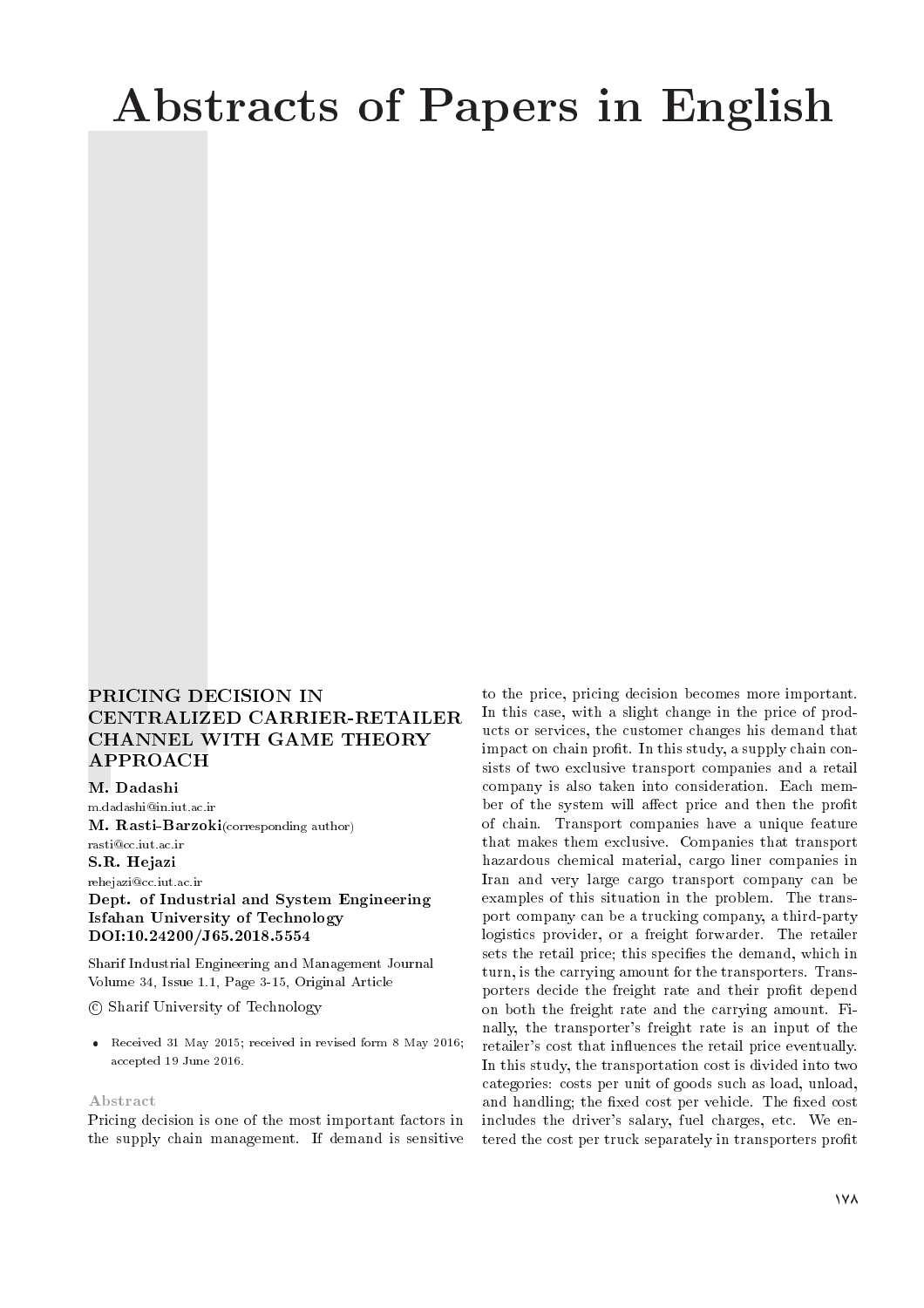# Abstracts of Papers in English

## PRICING DECISION IN CENTRALIZED CARRIER-RETAILER CHANNEL WITH GAME THEORY APPROACH

**M. Dadashi**
m.dadashi@in.iut.ac.ir
**M. Rasti-Barzoki**(corresponding author)
rasti@cc.iut.ac.ir
**S.R. Hejazi**
rehejazi@cc.iut.ac.ir
**Dept. of Industrial and System Engineering**
**Isfahan University of Technology**
**DOI:10.24200/J65.2018.5554**

Sharif Industrial Engineering and Management Journal
Volume 34, Issue 1.1, Page 3-15, Original Article

© Sharif University of Technology

- Received 31 May 2015; received in revised form 8 May 2016; accepted 19 June 2016.

### Abstract

Pricing decision is one of the most important factors in the supply chain management. If demand is sensitive to the price, pricing decision becomes more important. In this case, with a slight change in the price of products or services, the customer changes his demand that impact on chain profit. In this study, a supply chain consists of two exclusive transport companies and a retail company is also taken into consideration. Each member of the system will affect price and then the profit of chain. Transport companies have a unique feature that makes them exclusive. Companies that transport hazardous chemical material, cargo liner companies in Iran and very large cargo transport company can be examples of this situation in the problem. The transport company can be a trucking company, a third-party logistics provider, or a freight forwarder. The retailer sets the retail price; this specifies the demand, which in turn, is the carrying amount for the transporters. Transporters decide the freight rate and their profit depend on both the freight rate and the carrying amount. Finally, the transporter's freight rate is an input of the retailer's cost that influences the retail price eventually. In this study, the transportation cost is divided into two categories: costs per unit of goods such as load, unload, and handling; the fixed cost per vehicle. The fixed cost includes the driver's salary, fuel charges, etc. We entered the cost per truck separately in transporters profit